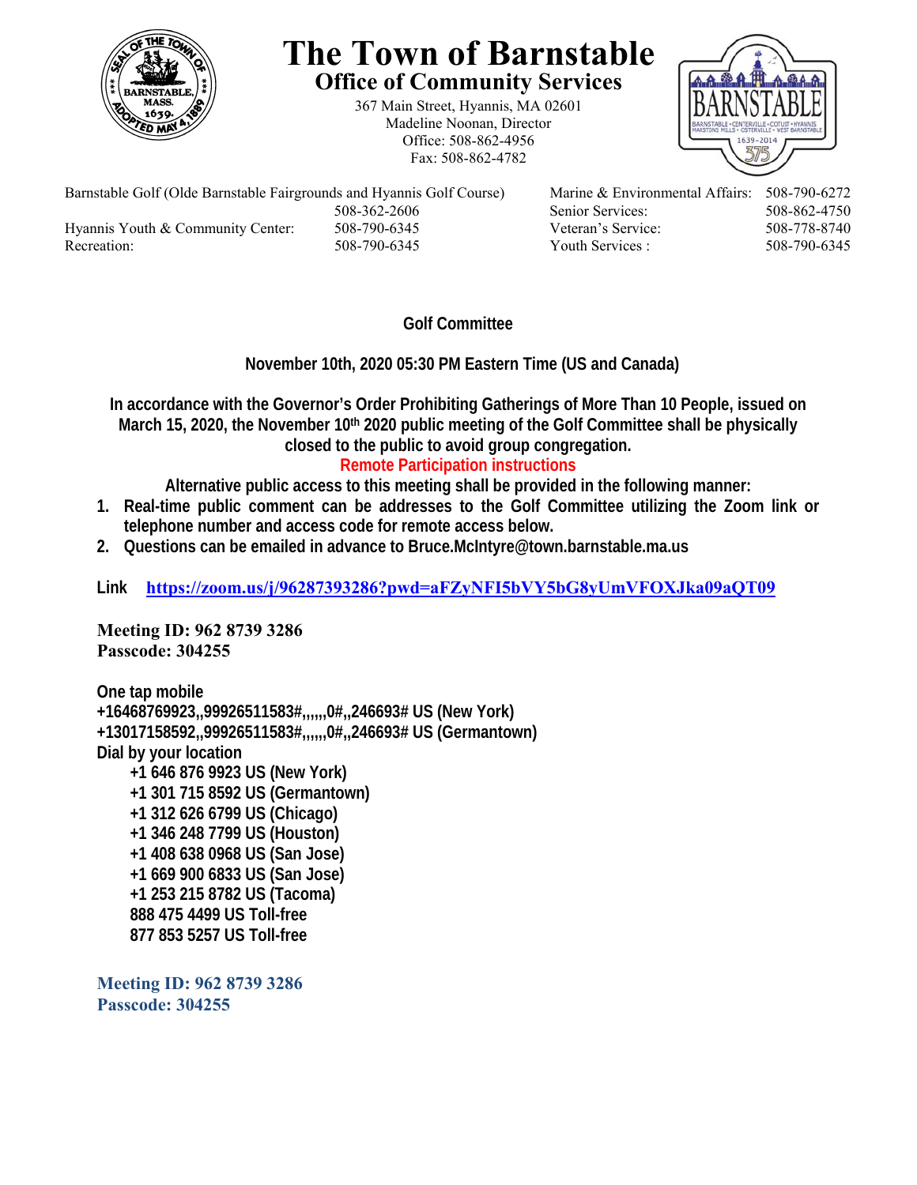# The Town of Barnstable

## Office of Community Services

367 Main Street, Hyannis, MA 02601
Madeline Noonan, Director
Office: 508-862-4956
Fax: 508-862-4782

| | | | |
|---|---|---|---|
| Barnstable Golf (Olde Barnstable Fairgrounds and Hyannis Golf Course) | 508-362-2606 | Marine & Environmental Affairs: | 508-790-6272 |
| | | Senior Services: | 508-862-4750 |
| Hyannis Youth & Community Center: | 508-790-6345 | Veteran's Service: | 508-778-8740 |
| Recreation: | 508-790-6345 | Youth Services : | 508-790-6345 |

**Golf Committee**

**November 10th, 2020 05:30 PM Eastern Time (US and Canada)**

**In accordance with the Governor's Order Prohibiting Gatherings of More Than 10 People, issued on March 15, 2020, the November 10th 2020 public meeting of the Golf Committee shall be physically closed to the public to avoid group congregation.**

**Remote Participation instructions**

**Alternative public access to this meeting shall be provided in the following manner:**

1. **Real-time public comment can be addresses to the Golf Committee utilizing the Zoom link or telephone number and access code for remote access below.**
2. **Questions can be emailed in advance to Bruce.McIntyre@town.barnstable.ma.us**

**Link** https://zoom.us/j/96287393286?pwd=aFZyNFI5bVY5bG8yUmVFOXJka09aQT09

**Meeting ID: 962 8739 3286**
**Passcode: 304255**

**One tap mobile**
**+16468769923,,99926511583#,,,,,,0#,,246693# US (New York)**
**+13017158592,,99926511583#,,,,,,0#,,246693# US (Germantown)**
**Dial by your location**
**+1 646 876 9923 US (New York)**
**+1 301 715 8592 US (Germantown)**
**+1 312 626 6799 US (Chicago)**
**+1 346 248 7799 US (Houston)**
**+1 408 638 0968 US (San Jose)**
**+1 669 900 6833 US (San Jose)**
**+1 253 215 8782 US (Tacoma)**
**888 475 4499 US Toll-free**
**877 853 5257 US Toll-free**

**Meeting ID: 962 8739 3286**
**Passcode: 304255**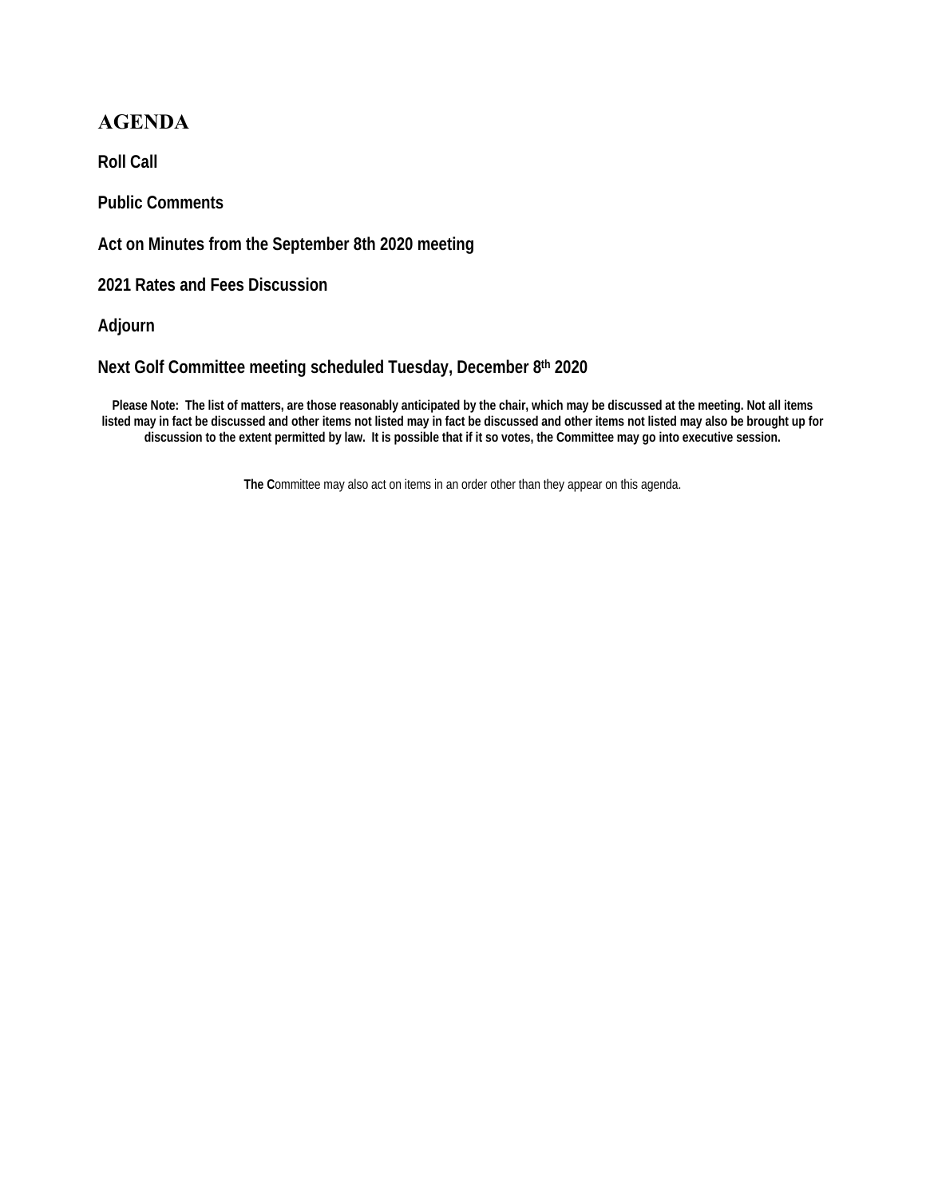# AGENDA

**Roll Call**

**Public Comments**

**Act on Minutes from the September 8th 2020 meeting**

**2021 Rates and Fees Discussion**

**Adjourn**

**Next Golf Committee meeting scheduled Tuesday, December 8th 2020**

**Please Note: The list of matters, are those reasonably anticipated by the chair, which may be discussed at the meeting. Not all items listed may in fact be discussed and other items not listed may in fact be discussed and other items not listed may also be brought up for discussion to the extent permitted by law. It is possible that if it so votes, the Committee may go into executive session.**

**The C**ommittee may also act on items in an order other than they appear on this agenda.